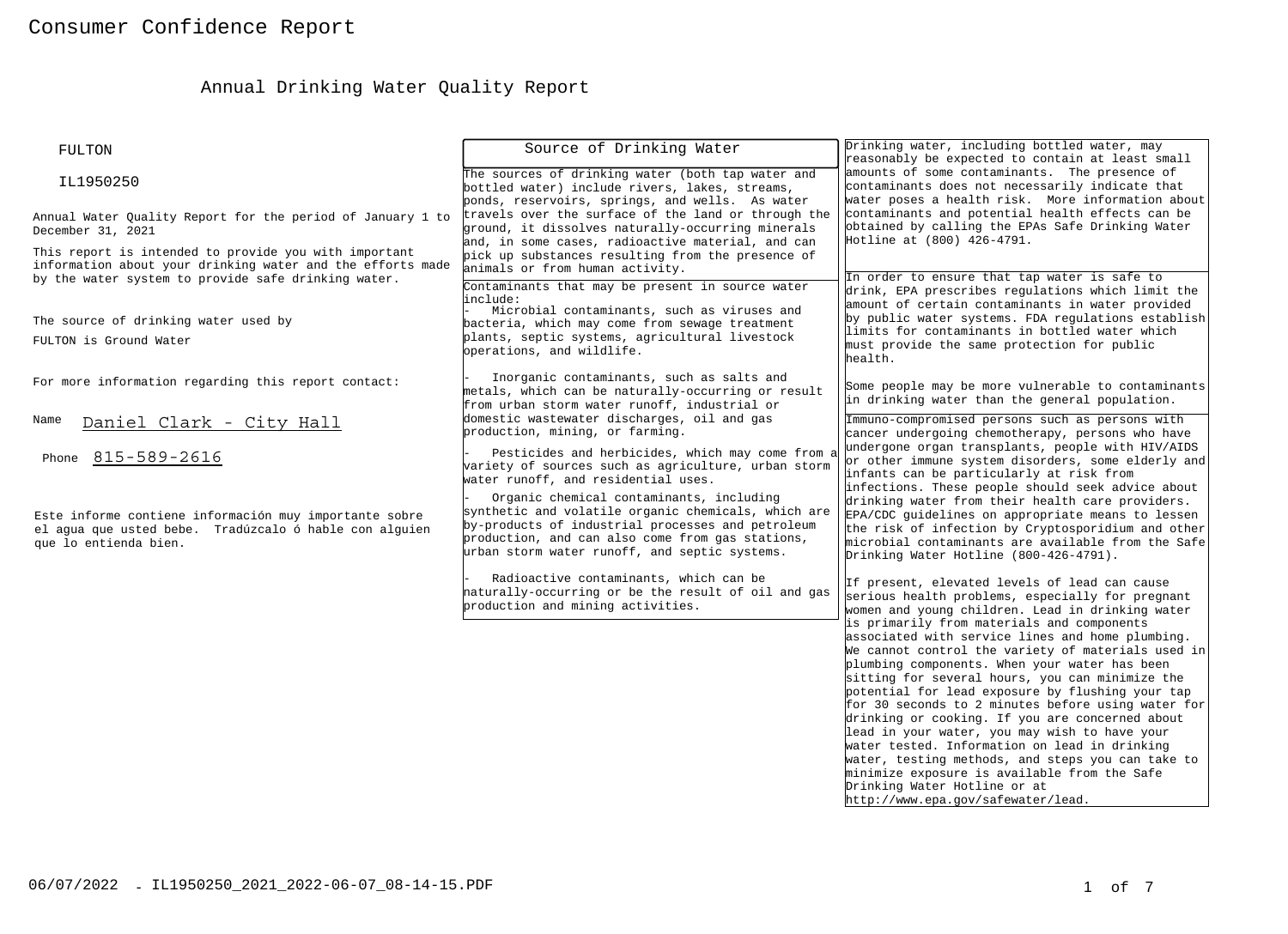# Consumer Confidence Report

## Annual Drinking Water Quality Report

FULTON

IL1950250

Annual Water Quality Report for the period of January 1 to December 31, 2021

This report is intended to provide you with important information about your drinking water and the efforts made by the water system to provide safe drinking water.

The source of drinking water used by FULTON is Ground Water

For more information regarding this report contact:

Name Daniel Clark - City Hall

Phone 815-589-2616

Este informe contiene información muy importante sobre el agua que usted bebe. Tradúzcalo ó hable con alguien que lo entienda bien.

### Source of Drinking Water

The sources of drinking water (both tap water and bottled water) include rivers, lakes, streams, ponds, reservoirs, springs, and wells. As water travels over the surface of the land or through the ground, it dissolves naturally-occurring minerals and, in some cases, radioactive material, and can pick up substances resulting from the presence of animals or from human activity.

Contaminants that may be present in source water include:

- Microbial contaminants, such as viruses and bacteria, which may come from sewage treatment plants, septic systems, agricultural livestock operations, and wildlife.
- Inorganic contaminants, such as salts and metals, which can be naturally-occurring or result from urban storm water runoff, industrial or domestic wastewater discharges, oil and gas production, mining, or farming.
- Pesticides and herbicides, which may come from a variety of sources such as agriculture, urban storm water runoff, and residential uses.
- Organic chemical contaminants, including synthetic and volatile organic chemicals, which are by-products of industrial processes and petroleum production, and can also come from gas stations, urban storm water runoff, and septic systems.
- Radioactive contaminants, which can be naturally-occurring or be the result of oil and gas production and mining activities.

Drinking water, including bottled water, may reasonably be expected to contain at least small amounts of some contaminants. The presence of contaminants does not necessarily indicate that water poses a health risk. More information about contaminants and potential health effects can be obtained by calling the EPAs Safe Drinking Water Hotline at (800) 426-4791.

In order to ensure that tap water is safe to drink, EPA prescribes regulations which limit the amount of certain contaminants in water provided by public water systems. FDA regulations establish limits for contaminants in bottled water which must provide the same protection for public health.

Some people may be more vulnerable to contaminants in drinking water than the general population.

Immuno-compromised persons such as persons with cancer undergoing chemotherapy, persons who have undergone organ transplants, people with HIV/AIDS or other immune system disorders, some elderly and infants can be particularly at risk from infections. These people should seek advice about drinking water from their health care providers. EPA/CDC guidelines on appropriate means to lessen the risk of infection by Cryptosporidium and other microbial contaminants are available from the Safe Drinking Water Hotline (800-426-4791).

If present, elevated levels of lead can cause serious health problems, especially for pregnant women and young children. Lead in drinking water is primarily from materials and components associated with service lines and home plumbing. We cannot control the variety of materials used in plumbing components. When your water has been sitting for several hours, you can minimize the potential for lead exposure by flushing your tap for 30 seconds to 2 minutes before using water for drinking or cooking. If you are concerned about lead in your water, you may wish to have your water tested. Information on lead in drinking water, testing methods, and steps you can take to minimize exposure is available from the Safe Drinking Water Hotline or at http://www.epa.gov/safewater/lead.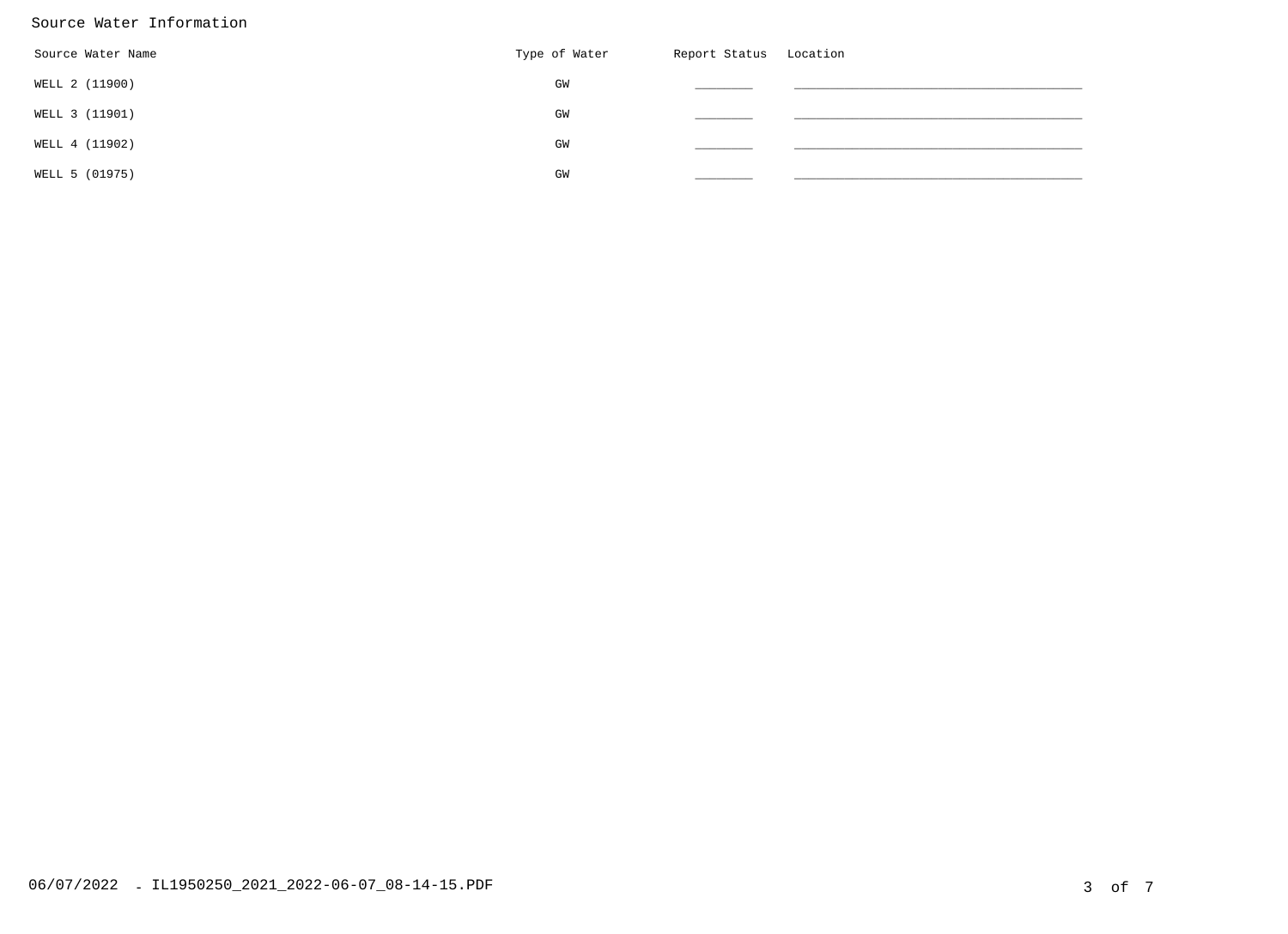# Source Water Information

| Source Water Name | Type of Water | Report Status | Location |
|---|---|---|---|
| WELL 2 (11900) | GW | ________ | ________________________________________ |
| WELL 3 (11901) | GW | ________ | ________________________________________ |
| WELL 4 (11902) | GW | ________ | ________________________________________ |
| WELL 5 (01975) | GW | ________ | ________________________________________ |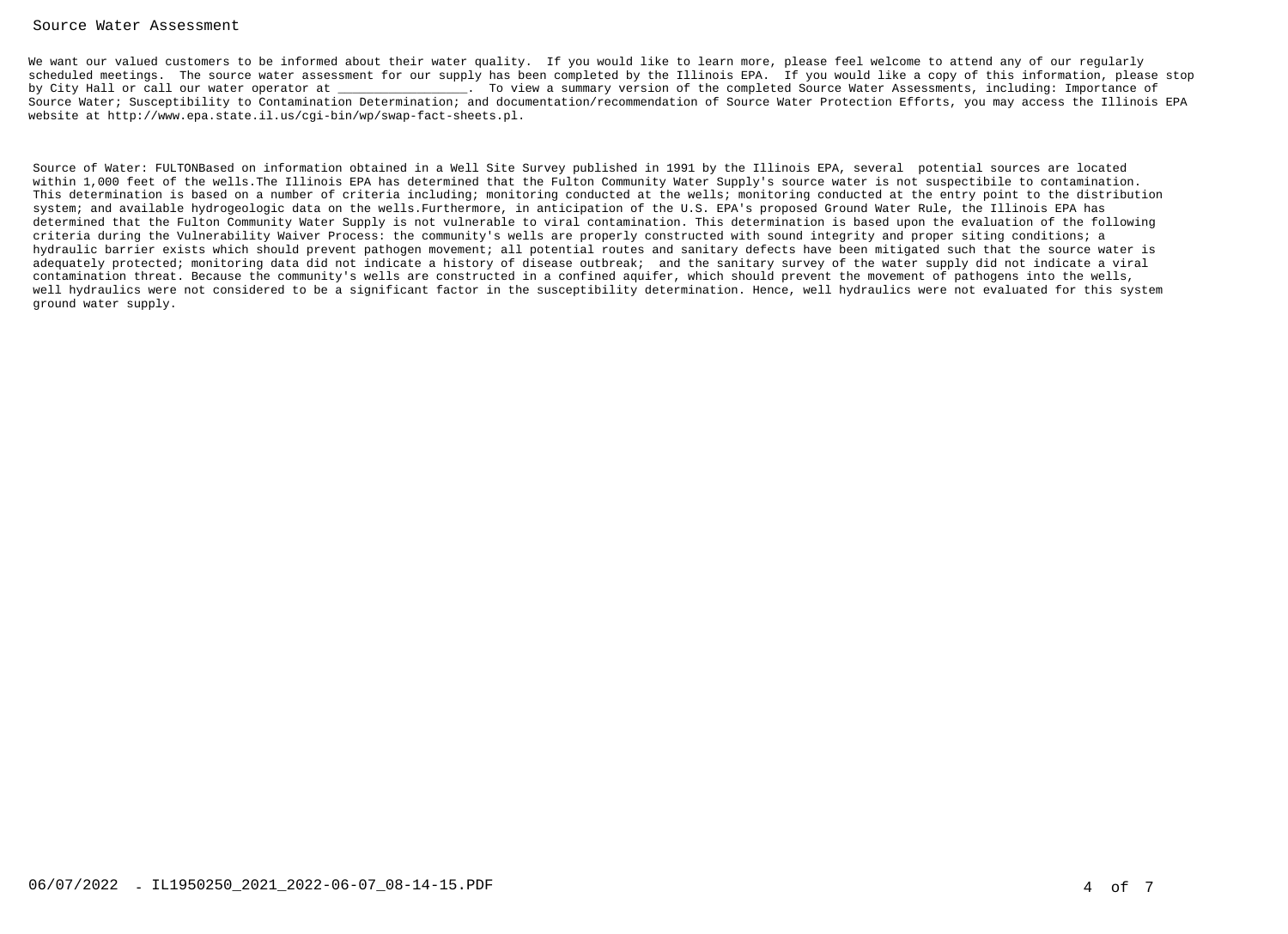# Source Water Assessment

We want our valued customers to be informed about their water quality. If you would like to learn more, please feel welcome to attend any of our regularly scheduled meetings. The source water assessment for our supply has been completed by the Illinois EPA. If you would like a copy of this information, please stop by City Hall or call our water operator at _________________. To view a summary version of the completed Source Water Assessments, including: Importance of Source Water; Susceptibility to Contamination Determination; and documentation/recommendation of Source Water Protection Efforts, you may access the Illinois EPA website at http://www.epa.state.il.us/cgi-bin/wp/swap-fact-sheets.pl.

Source of Water: FULTONBased on information obtained in a Well Site Survey published in 1991 by the Illinois EPA, several potential sources are located within 1,000 feet of the wells.The Illinois EPA has determined that the Fulton Community Water Supply's source water is not suspectibile to contamination. This determination is based on a number of criteria including; monitoring conducted at the wells; monitoring conducted at the entry point to the distribution system; and available hydrogeologic data on the wells.Furthermore, in anticipation of the U.S. EPA's proposed Ground Water Rule, the Illinois EPA has determined that the Fulton Community Water Supply is not vulnerable to viral contamination. This determination is based upon the evaluation of the following criteria during the Vulnerability Waiver Process: the community's wells are properly constructed with sound integrity and proper siting conditions; a hydraulic barrier exists which should prevent pathogen movement; all potential routes and sanitary defects have been mitigated such that the source water is adequately protected; monitoring data did not indicate a history of disease outbreak; and the sanitary survey of the water supply did not indicate a viral contamination threat. Because the community's wells are constructed in a confined aquifer, which should prevent the movement of pathogens into the wells, well hydraulics were not considered to be a significant factor in the susceptibility determination. Hence, well hydraulics were not evaluated for this system ground water supply.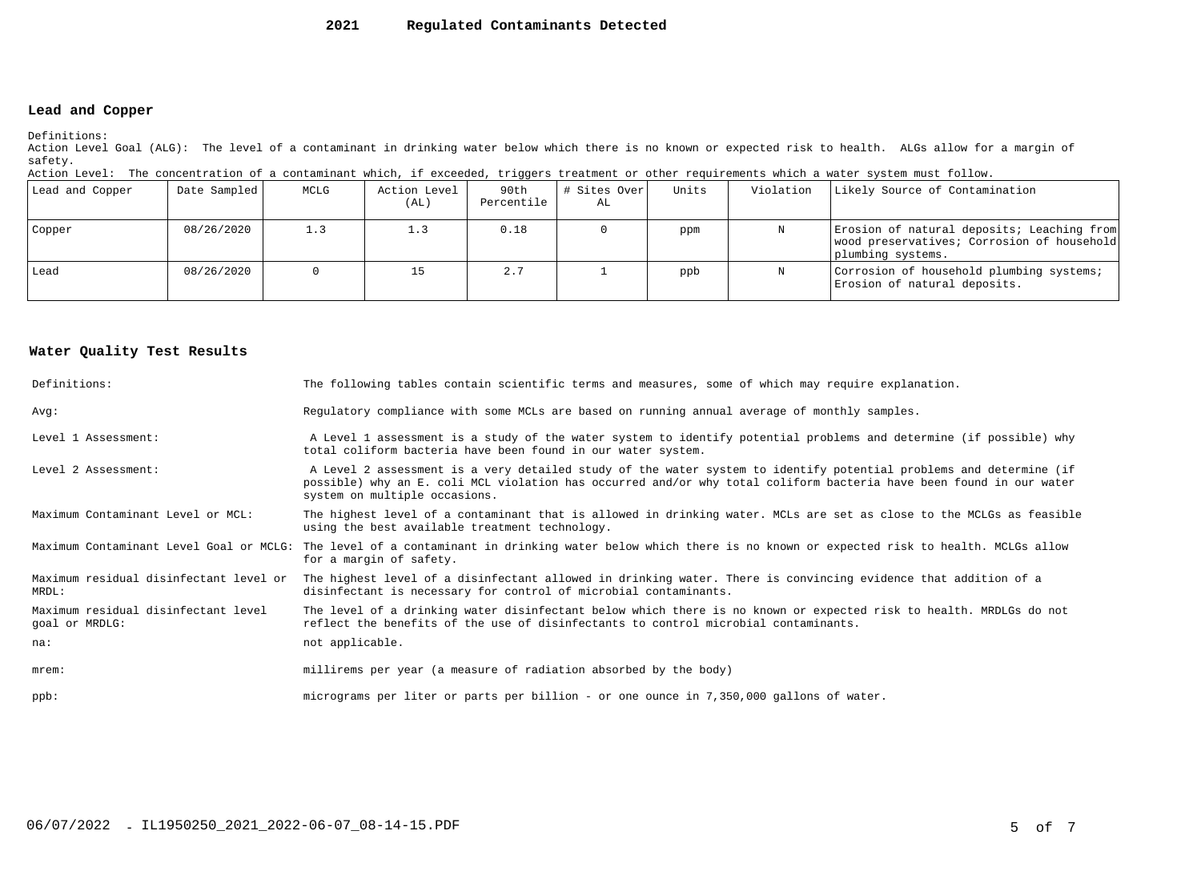# 2021 Regulated Contaminants Detected

## Lead and Copper

Definitions:
Action Level Goal (ALG): The level of a contaminant in drinking water below which there is no known or expected risk to health. ALGs allow for a margin of safety.
Action Level: The concentration of a contaminant which, if exceeded, triggers treatment or other requirements which a water system must follow.

| Lead and Copper | Date Sampled | MCLG | Action Level (AL) | 90th Percentile | # Sites Over AL | Units | Violation | Likely Source of Contamination |
|---|---|---|---|---|---|---|---|---|
| Copper | 08/26/2020 | 1.3 | 1.3 | 0.18 | 0 | ppm | N | Erosion of natural deposits; Leaching from wood preservatives; Corrosion of household plumbing systems. |
| Lead | 08/26/2020 | 0 | 15 | 2.7 | 1 | ppb | N | Corrosion of household plumbing systems; Erosion of natural deposits. |

## Water Quality Test Results

| | |
|---|---|
| Definitions: | The following tables contain scientific terms and measures, some of which may require explanation. |
| Avg: | Regulatory compliance with some MCLs are based on running annual average of monthly samples. |
| Level 1 Assessment: | A Level 1 assessment is a study of the water system to identify potential problems and determine (if possible) why total coliform bacteria have been found in our water system. |
| Level 2 Assessment: | A Level 2 assessment is a very detailed study of the water system to identify potential problems and determine (if possible) why an E. coli MCL violation has occurred and/or why total coliform bacteria have been found in our water system on multiple occasions. |
| Maximum Contaminant Level or MCL: | The highest level of a contaminant that is allowed in drinking water. MCLs are set as close to the MCLGs as feasible using the best available treatment technology. |
| Maximum Contaminant Level Goal or MCLG: | The level of a contaminant in drinking water below which there is no known or expected risk to health. MCLGs allow for a margin of safety. |
| Maximum residual disinfectant level or MRDL: | The highest level of a disinfectant allowed in drinking water. There is convincing evidence that addition of a disinfectant is necessary for control of microbial contaminants. |
| Maximum residual disinfectant level goal or MRDLG: | The level of a drinking water disinfectant below which there is no known or expected risk to health. MRDLGs do not reflect the benefits of the use of disinfectants to control microbial contaminants. |
| na: | not applicable. |
| mrem: | millirems per year (a measure of radiation absorbed by the body) |
| ppb: | micrograms per liter or parts per billion - or one ounce in 7,350,000 gallons of water. |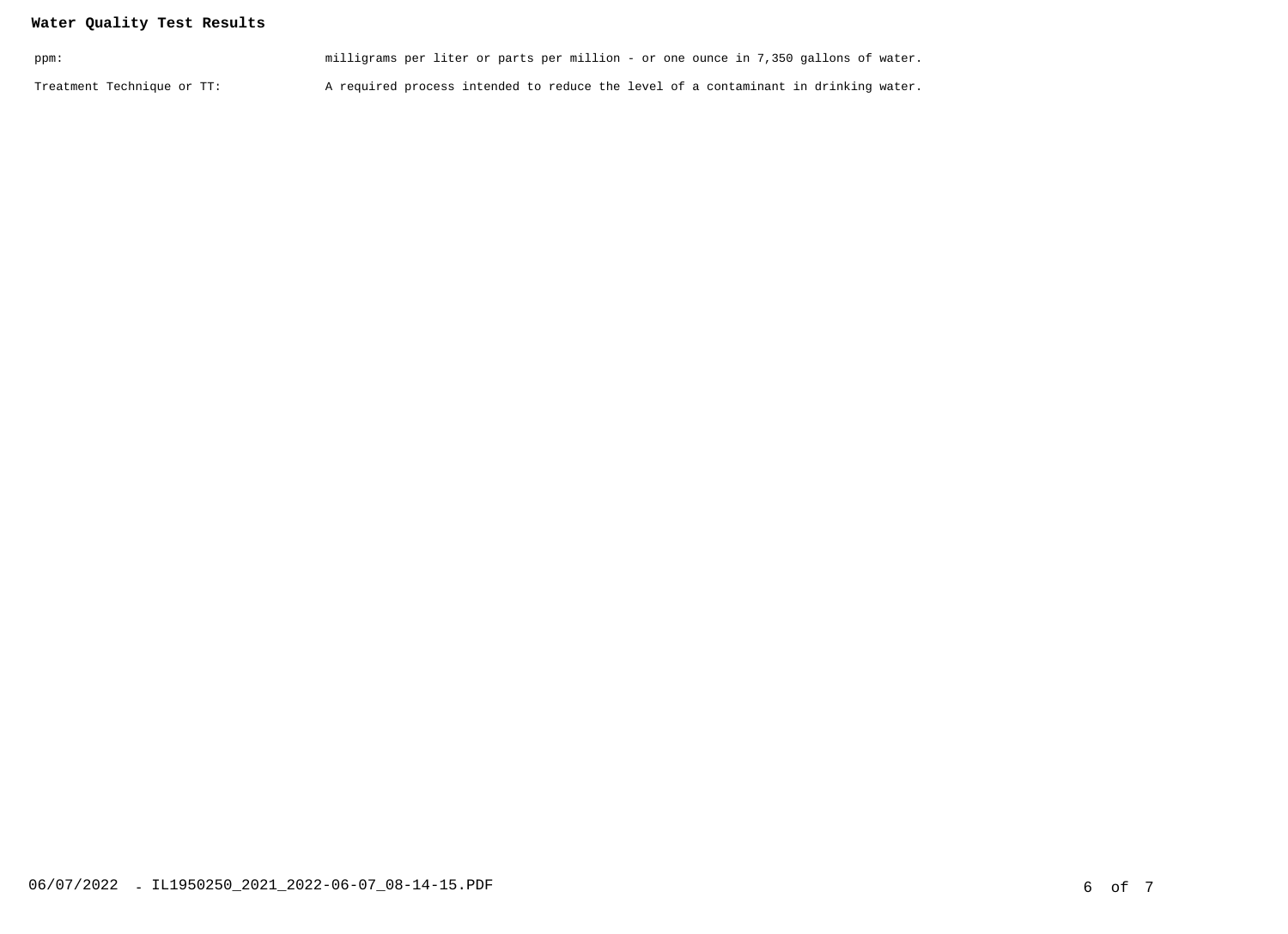**Water Quality Test Results**

| | |
|---|---|
| ppm: | milligrams per liter or parts per million - or one ounce in 7,350 gallons of water. |
| Treatment Technique or TT: | A required process intended to reduce the level of a contaminant in drinking water. |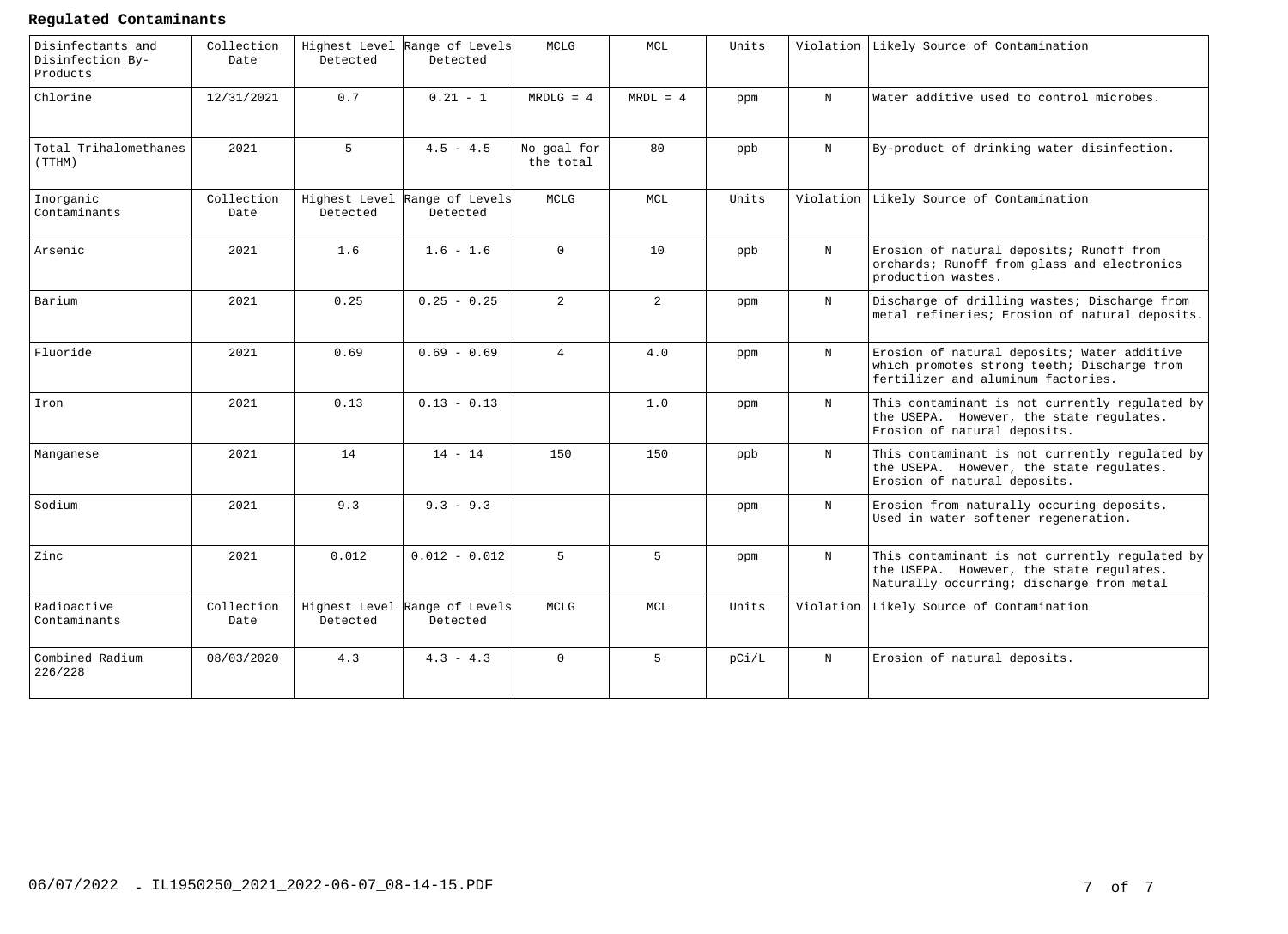**Regulated Contaminants**

| Disinfectants and Disinfection By-Products | Collection Date | Highest Level Detected | Range of Levels Detected | MCLG | MCL | Units | Violation | Likely Source of Contamination |
|---|---|---|---|---|---|---|---|---|
| Chlorine | 12/31/2021 | 0.7 | 0.21 - 1 | MRDLG = 4 | MRDL = 4 | ppm | N | Water additive used to control microbes. |
| Total Trihalomethanes (TTHM) | 2021 | 5 | 4.5 - 4.5 | No goal for the total | 80 | ppb | N | By-product of drinking water disinfection. |
| **Inorganic Contaminants** | **Collection Date** | **Highest Level Detected** | **Range of Levels Detected** | **MCLG** | **MCL** | **Units** | **Violation** | **Likely Source of Contamination** |
| Arsenic | 2021 | 1.6 | 1.6 - 1.6 | 0 | 10 | ppb | N | Erosion of natural deposits; Runoff from orchards; Runoff from glass and electronics production wastes. |
| Barium | 2021 | 0.25 | 0.25 - 0.25 | 2 | 2 | ppm | N | Discharge of drilling wastes; Discharge from metal refineries; Erosion of natural deposits. |
| Fluoride | 2021 | 0.69 | 0.69 - 0.69 | 4 | 4.0 | ppm | N | Erosion of natural deposits; Water additive which promotes strong teeth; Discharge from fertilizer and aluminum factories. |
| Iron | 2021 | 0.13 | 0.13 - 0.13 | | 1.0 | ppm | N | This contaminant is not currently regulated by the USEPA. However, the state regulates. Erosion of natural deposits. |
| Manganese | 2021 | 14 | 14 - 14 | 150 | 150 | ppb | N | This contaminant is not currently regulated by the USEPA. However, the state regulates. Erosion of natural deposits. |
| Sodium | 2021 | 9.3 | 9.3 - 9.3 | | | ppm | N | Erosion from naturally occuring deposits. Used in water softener regeneration. |
| Zinc | 2021 | 0.012 | 0.012 - 0.012 | 5 | 5 | ppm | N | This contaminant is not currently regulated by the USEPA. However, the state regulates. Naturally occurring; discharge from metal |
| **Radioactive Contaminants** | **Collection Date** | **Highest Level Detected** | **Range of Levels Detected** | **MCLG** | **MCL** | **Units** | **Violation** | **Likely Source of Contamination** |
| Combined Radium 226/228 | 08/03/2020 | 4.3 | 4.3 - 4.3 | 0 | 5 | pCi/L | N | Erosion of natural deposits. |

06/07/2022 - IL1950250_2021_2022-06-07_08-14-15.PDF